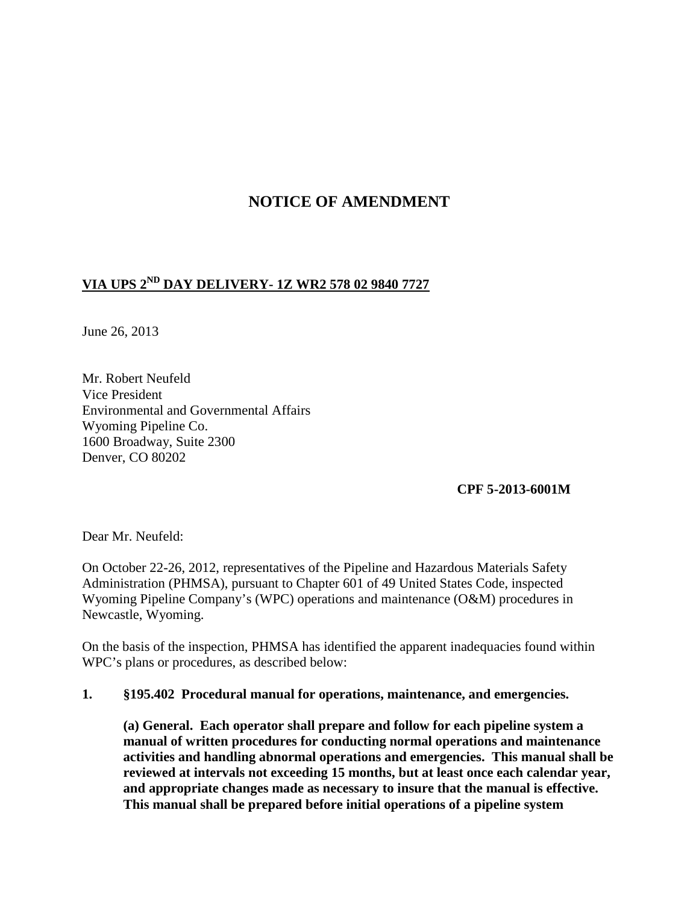# NOTICE OF AMENDMENT

**VIA UPS 2ND DAY DELIVERY- 1Z WR2 578 02 9840 7727**

June 26, 2013

Mr. Robert Neufeld
Vice President
Environmental and Governmental Affairs
Wyoming Pipeline Co.
1600 Broadway, Suite 2300
Denver, CO 80202

**CPF 5-2013-6001M**

Dear Mr. Neufeld:

On October 22-26, 2012, representatives of the Pipeline and Hazardous Materials Safety Administration (PHMSA), pursuant to Chapter 601 of 49 United States Code, inspected Wyoming Pipeline Company's (WPC) operations and maintenance (O&M) procedures in Newcastle, Wyoming.

On the basis of the inspection, PHMSA has identified the apparent inadequacies found within WPC's plans or procedures, as described below:

**1. §195.402 Procedural manual for operations, maintenance, and emergencies.**

**(a) General. Each operator shall prepare and follow for each pipeline system a manual of written procedures for conducting normal operations and maintenance activities and handling abnormal operations and emergencies. This manual shall be reviewed at intervals not exceeding 15 months, but at least once each calendar year, and appropriate changes made as necessary to insure that the manual is effective. This manual shall be prepared before initial operations of a pipeline system**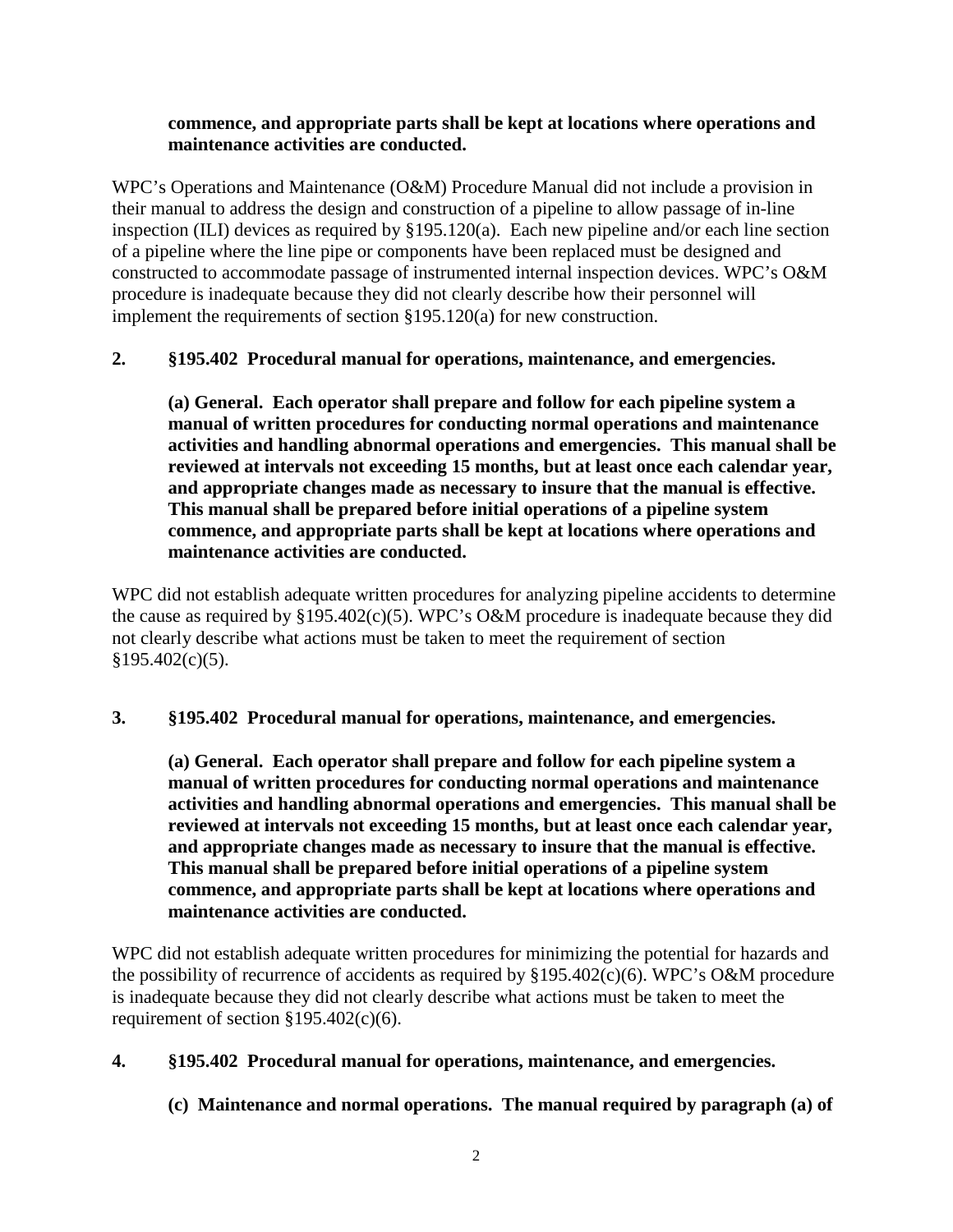**commence, and appropriate parts shall be kept at locations where operations and maintenance activities are conducted.**

WPC's Operations and Maintenance (O&M) Procedure Manual did not include a provision in their manual to address the design and construction of a pipeline to allow passage of in-line inspection (ILI) devices as required by §195.120(a). Each new pipeline and/or each line section of a pipeline where the line pipe or components have been replaced must be designed and constructed to accommodate passage of instrumented internal inspection devices. WPC's O&M procedure is inadequate because they did not clearly describe how their personnel will implement the requirements of section §195.120(a) for new construction.

**2. §195.402 Procedural manual for operations, maintenance, and emergencies.**

**(a) General. Each operator shall prepare and follow for each pipeline system a manual of written procedures for conducting normal operations and maintenance activities and handling abnormal operations and emergencies. This manual shall be reviewed at intervals not exceeding 15 months, but at least once each calendar year, and appropriate changes made as necessary to insure that the manual is effective. This manual shall be prepared before initial operations of a pipeline system commence, and appropriate parts shall be kept at locations where operations and maintenance activities are conducted.**

WPC did not establish adequate written procedures for analyzing pipeline accidents to determine the cause as required by §195.402(c)(5). WPC's O&M procedure is inadequate because they did not clearly describe what actions must be taken to meet the requirement of section §195.402(c)(5).

**3. §195.402 Procedural manual for operations, maintenance, and emergencies.**

**(a) General. Each operator shall prepare and follow for each pipeline system a manual of written procedures for conducting normal operations and maintenance activities and handling abnormal operations and emergencies. This manual shall be reviewed at intervals not exceeding 15 months, but at least once each calendar year, and appropriate changes made as necessary to insure that the manual is effective. This manual shall be prepared before initial operations of a pipeline system commence, and appropriate parts shall be kept at locations where operations and maintenance activities are conducted.**

WPC did not establish adequate written procedures for minimizing the potential for hazards and the possibility of recurrence of accidents as required by §195.402(c)(6). WPC's O&M procedure is inadequate because they did not clearly describe what actions must be taken to meet the requirement of section §195.402(c)(6).

**4. §195.402 Procedural manual for operations, maintenance, and emergencies.**

**(c) Maintenance and normal operations. The manual required by paragraph (a) of**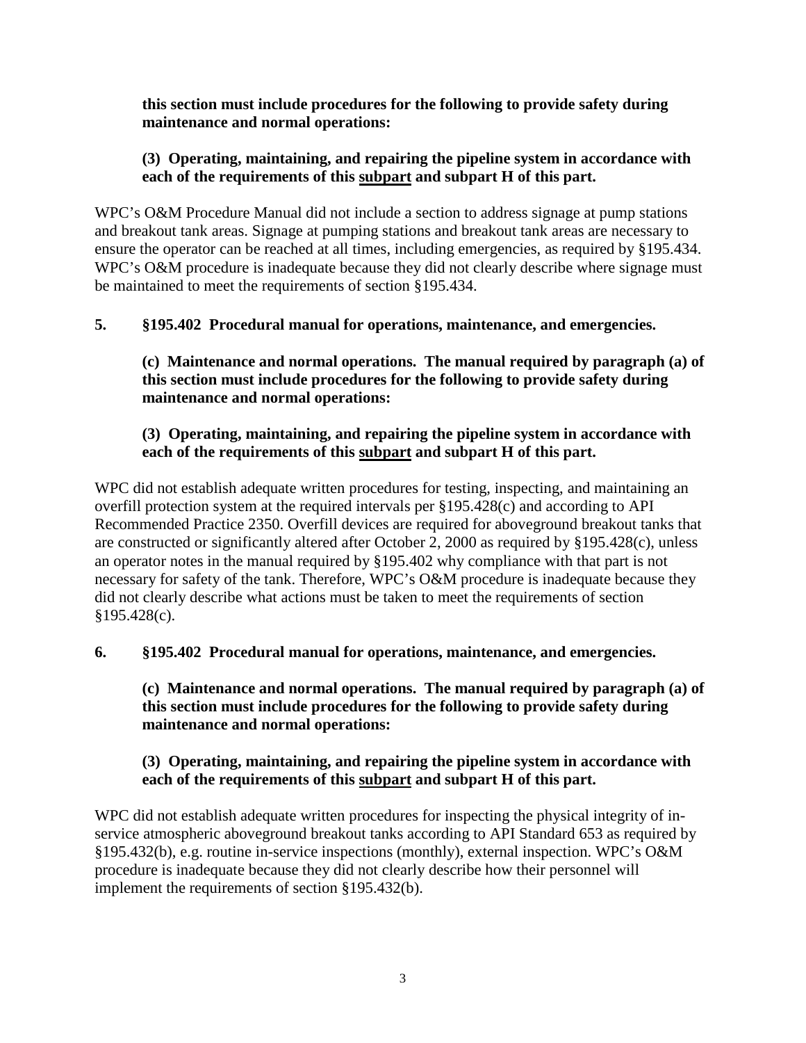**this section must include procedures for the following to provide safety during maintenance and normal operations:**

**(3) Operating, maintaining, and repairing the pipeline system in accordance with each of the requirements of this subpart and subpart H of this part.**

WPC's O&M Procedure Manual did not include a section to address signage at pump stations and breakout tank areas. Signage at pumping stations and breakout tank areas are necessary to ensure the operator can be reached at all times, including emergencies, as required by §195.434. WPC's O&M procedure is inadequate because they did not clearly describe where signage must be maintained to meet the requirements of section §195.434.

**5. §195.402 Procedural manual for operations, maintenance, and emergencies.**

**(c) Maintenance and normal operations. The manual required by paragraph (a) of this section must include procedures for the following to provide safety during maintenance and normal operations:**

**(3) Operating, maintaining, and repairing the pipeline system in accordance with each of the requirements of this subpart and subpart H of this part.**

WPC did not establish adequate written procedures for testing, inspecting, and maintaining an overfill protection system at the required intervals per §195.428(c) and according to API Recommended Practice 2350. Overfill devices are required for aboveground breakout tanks that are constructed or significantly altered after October 2, 2000 as required by §195.428(c), unless an operator notes in the manual required by §195.402 why compliance with that part is not necessary for safety of the tank. Therefore, WPC's O&M procedure is inadequate because they did not clearly describe what actions must be taken to meet the requirements of section §195.428(c).

**6. §195.402 Procedural manual for operations, maintenance, and emergencies.**

**(c) Maintenance and normal operations. The manual required by paragraph (a) of this section must include procedures for the following to provide safety during maintenance and normal operations:**

**(3) Operating, maintaining, and repairing the pipeline system in accordance with each of the requirements of this subpart and subpart H of this part.**

WPC did not establish adequate written procedures for inspecting the physical integrity of in-service atmospheric aboveground breakout tanks according to API Standard 653 as required by §195.432(b), e.g. routine in-service inspections (monthly), external inspection. WPC's O&M procedure is inadequate because they did not clearly describe how their personnel will implement the requirements of section §195.432(b).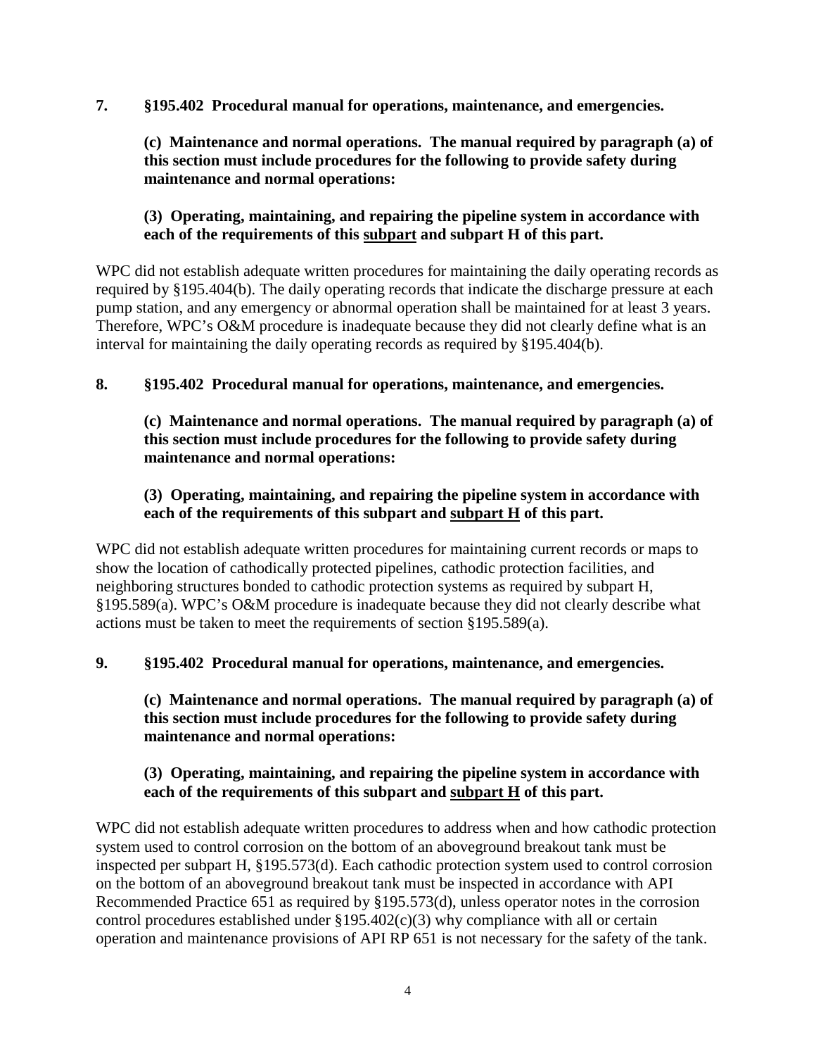**7. §195.402 Procedural manual for operations, maintenance, and emergencies.**

> **(c) Maintenance and normal operations. The manual required by paragraph (a) of this section must include procedures for the following to provide safety during maintenance and normal operations:**
>
> **(3) Operating, maintaining, and repairing the pipeline system in accordance with each of the requirements of this <u>subpart</u> and subpart H of this part.**

WPC did not establish adequate written procedures for maintaining the daily operating records as required by §195.404(b). The daily operating records that indicate the discharge pressure at each pump station, and any emergency or abnormal operation shall be maintained for at least 3 years. Therefore, WPC's O&M procedure is inadequate because they did not clearly define what is an interval for maintaining the daily operating records as required by §195.404(b).

**8. §195.402 Procedural manual for operations, maintenance, and emergencies.**

> **(c) Maintenance and normal operations. The manual required by paragraph (a) of this section must include procedures for the following to provide safety during maintenance and normal operations:**
>
> **(3) Operating, maintaining, and repairing the pipeline system in accordance with each of the requirements of this subpart and <u>subpart H</u> of this part.**

WPC did not establish adequate written procedures for maintaining current records or maps to show the location of cathodically protected pipelines, cathodic protection facilities, and neighboring structures bonded to cathodic protection systems as required by subpart H, §195.589(a). WPC's O&M procedure is inadequate because they did not clearly describe what actions must be taken to meet the requirements of section §195.589(a).

**9. §195.402 Procedural manual for operations, maintenance, and emergencies.**

> **(c) Maintenance and normal operations. The manual required by paragraph (a) of this section must include procedures for the following to provide safety during maintenance and normal operations:**
>
> **(3) Operating, maintaining, and repairing the pipeline system in accordance with each of the requirements of this subpart and <u>subpart H</u> of this part.**

WPC did not establish adequate written procedures to address when and how cathodic protection system used to control corrosion on the bottom of an aboveground breakout tank must be inspected per subpart H, §195.573(d). Each cathodic protection system used to control corrosion on the bottom of an aboveground breakout tank must be inspected in accordance with API Recommended Practice 651 as required by §195.573(d), unless operator notes in the corrosion control procedures established under §195.402(c)(3) why compliance with all or certain operation and maintenance provisions of API RP 651 is not necessary for the safety of the tank.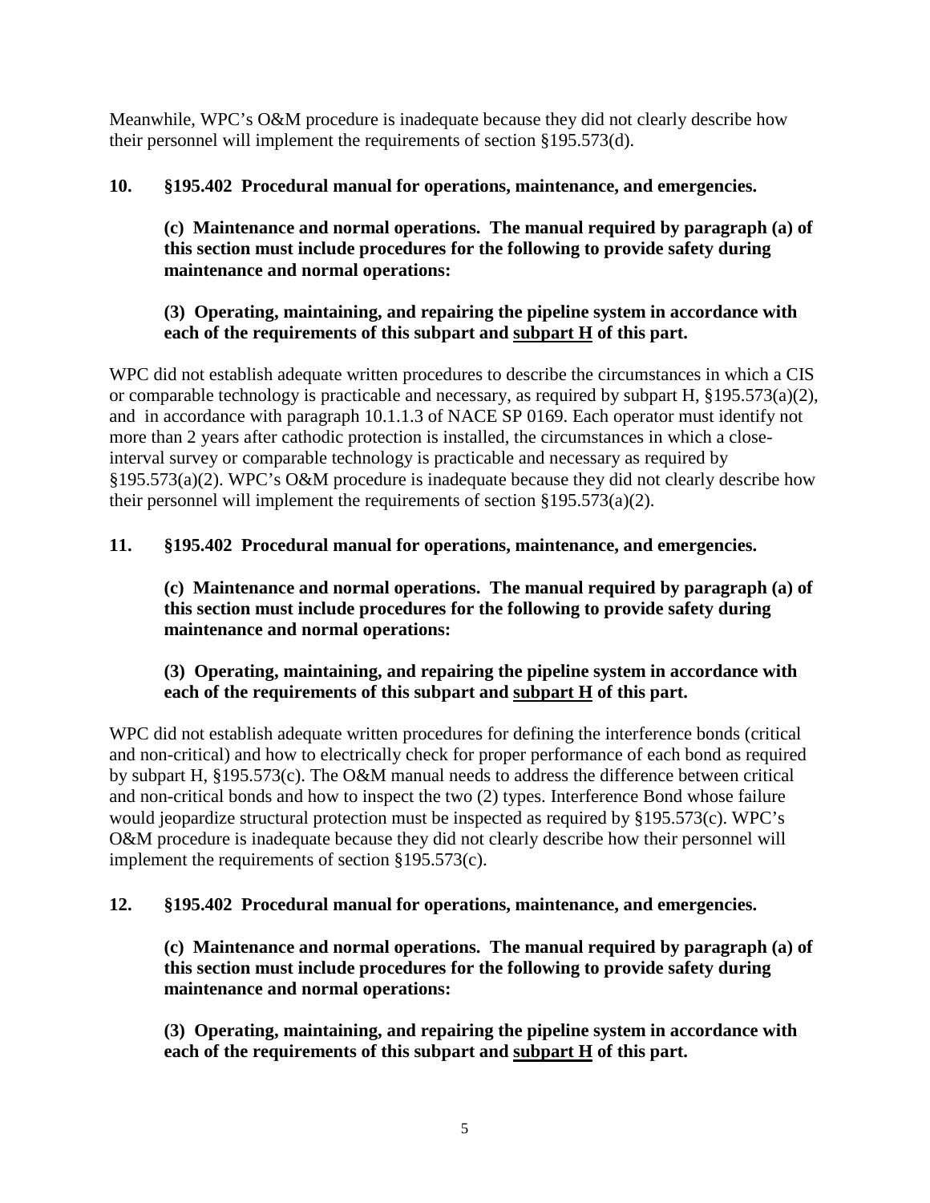Meanwhile, WPC's O&M procedure is inadequate because they did not clearly describe how their personnel will implement the requirements of section §195.573(d).

**10. §195.402 Procedural manual for operations, maintenance, and emergencies.**

> **(c) Maintenance and normal operations. The manual required by paragraph (a) of this section must include procedures for the following to provide safety during maintenance and normal operations:**
>
> **(3) Operating, maintaining, and repairing the pipeline system in accordance with each of the requirements of this subpart and <u>subpart H</u> of this part.**

WPC did not establish adequate written procedures to describe the circumstances in which a CIS or comparable technology is practicable and necessary, as required by subpart H, §195.573(a)(2), and in accordance with paragraph 10.1.1.3 of NACE SP 0169. Each operator must identify not more than 2 years after cathodic protection is installed, the circumstances in which a close-interval survey or comparable technology is practicable and necessary as required by §195.573(a)(2). WPC's O&M procedure is inadequate because they did not clearly describe how their personnel will implement the requirements of section §195.573(a)(2).

**11. §195.402 Procedural manual for operations, maintenance, and emergencies.**

> **(c) Maintenance and normal operations. The manual required by paragraph (a) of this section must include procedures for the following to provide safety during maintenance and normal operations:**
>
> **(3) Operating, maintaining, and repairing the pipeline system in accordance with each of the requirements of this subpart and <u>subpart H</u> of this part.**

WPC did not establish adequate written procedures for defining the interference bonds (critical and non-critical) and how to electrically check for proper performance of each bond as required by subpart H, §195.573(c). The O&M manual needs to address the difference between critical and non-critical bonds and how to inspect the two (2) types. Interference Bond whose failure would jeopardize structural protection must be inspected as required by §195.573(c). WPC's O&M procedure is inadequate because they did not clearly describe how their personnel will implement the requirements of section §195.573(c).

**12. §195.402 Procedural manual for operations, maintenance, and emergencies.**

> **(c) Maintenance and normal operations. The manual required by paragraph (a) of this section must include procedures for the following to provide safety during maintenance and normal operations:**
>
> **(3) Operating, maintaining, and repairing the pipeline system in accordance with each of the requirements of this subpart and <u>subpart H</u> of this part.**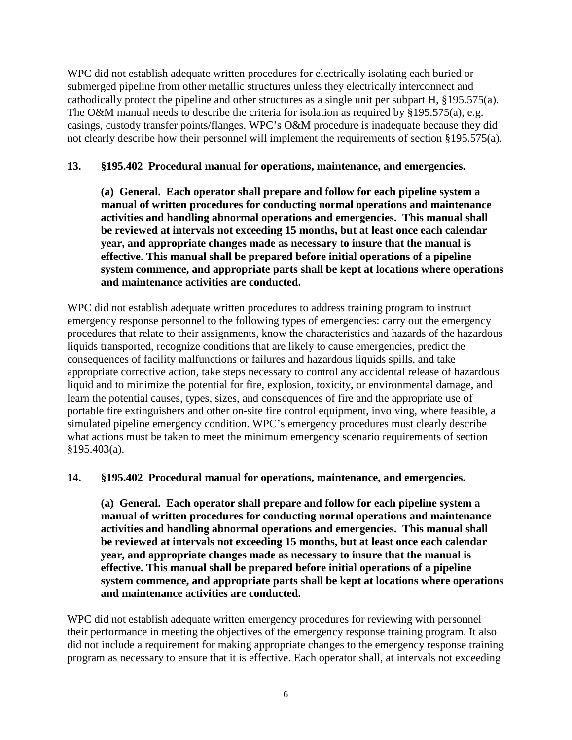WPC did not establish adequate written procedures for electrically isolating each buried or submerged pipeline from other metallic structures unless they electrically interconnect and cathodically protect the pipeline and other structures as a single unit per subpart H, §195.575(a). The O&M manual needs to describe the criteria for isolation as required by §195.575(a), e.g. casings, custody transfer points/flanges. WPC's O&M procedure is inadequate because they did not clearly describe how their personnel will implement the requirements of section §195.575(a).

**13. §195.402 Procedural manual for operations, maintenance, and emergencies.**

> **(a) General. Each operator shall prepare and follow for each pipeline system a manual of written procedures for conducting normal operations and maintenance activities and handling abnormal operations and emergencies. This manual shall be reviewed at intervals not exceeding 15 months, but at least once each calendar year, and appropriate changes made as necessary to insure that the manual is effective. This manual shall be prepared before initial operations of a pipeline system commence, and appropriate parts shall be kept at locations where operations and maintenance activities are conducted.**

WPC did not establish adequate written procedures to address training program to instruct emergency response personnel to the following types of emergencies: carry out the emergency procedures that relate to their assignments, know the characteristics and hazards of the hazardous liquids transported, recognize conditions that are likely to cause emergencies, predict the consequences of facility malfunctions or failures and hazardous liquids spills, and take appropriate corrective action, take steps necessary to control any accidental release of hazardous liquid and to minimize the potential for fire, explosion, toxicity, or environmental damage, and learn the potential causes, types, sizes, and consequences of fire and the appropriate use of portable fire extinguishers and other on-site fire control equipment, involving, where feasible, a simulated pipeline emergency condition. WPC's emergency procedures must clearly describe what actions must be taken to meet the minimum emergency scenario requirements of section §195.403(a).

**14. §195.402 Procedural manual for operations, maintenance, and emergencies.**

> **(a) General. Each operator shall prepare and follow for each pipeline system a manual of written procedures for conducting normal operations and maintenance activities and handling abnormal operations and emergencies. This manual shall be reviewed at intervals not exceeding 15 months, but at least once each calendar year, and appropriate changes made as necessary to insure that the manual is effective. This manual shall be prepared before initial operations of a pipeline system commence, and appropriate parts shall be kept at locations where operations and maintenance activities are conducted.**

WPC did not establish adequate written emergency procedures for reviewing with personnel their performance in meeting the objectives of the emergency response training program. It also did not include a requirement for making appropriate changes to the emergency response training program as necessary to ensure that it is effective. Each operator shall, at intervals not exceeding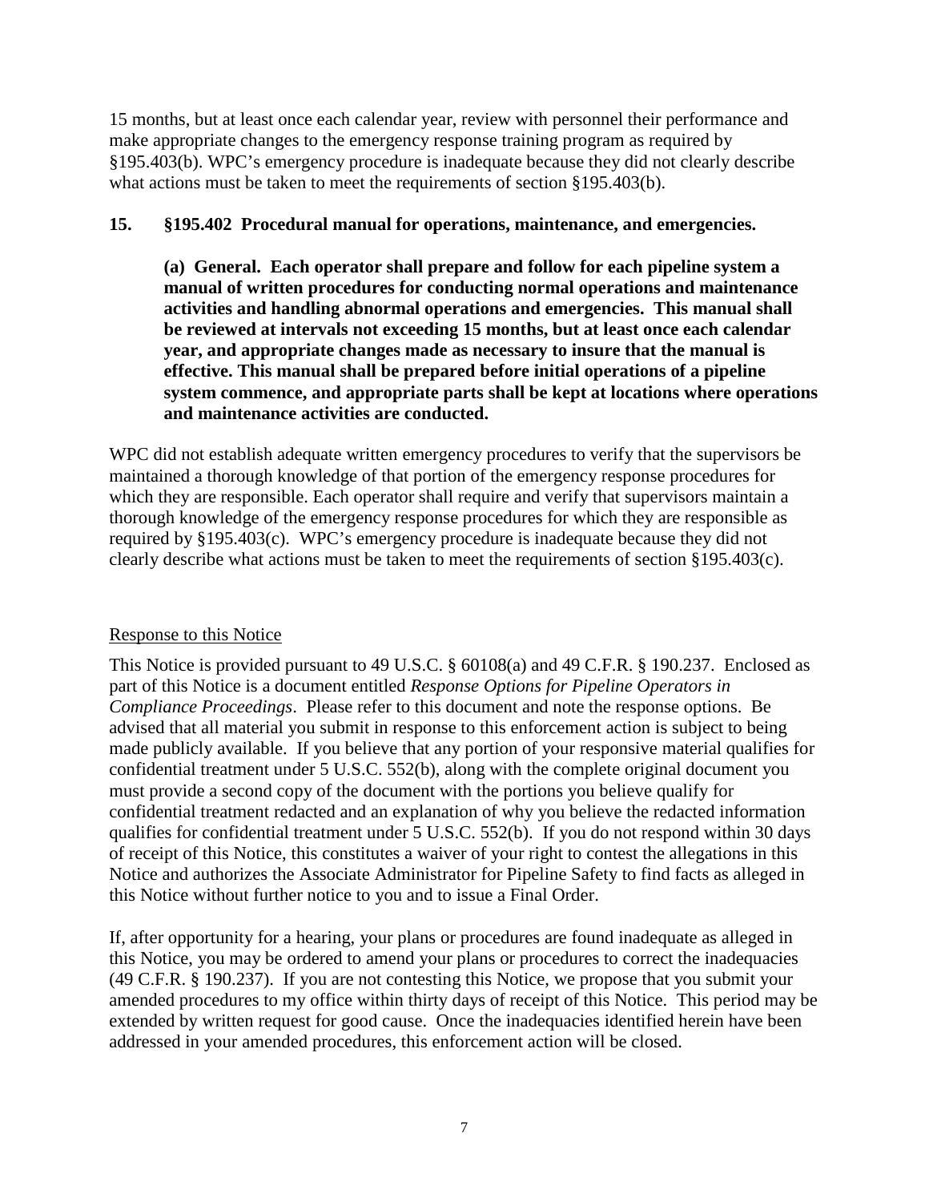15 months, but at least once each calendar year, review with personnel their performance and make appropriate changes to the emergency response training program as required by §195.403(b). WPC's emergency procedure is inadequate because they did not clearly describe what actions must be taken to meet the requirements of section §195.403(b).

**15. §195.402 Procedural manual for operations, maintenance, and emergencies.**

> **(a) General. Each operator shall prepare and follow for each pipeline system a manual of written procedures for conducting normal operations and maintenance activities and handling abnormal operations and emergencies. This manual shall be reviewed at intervals not exceeding 15 months, but at least once each calendar year, and appropriate changes made as necessary to insure that the manual is effective. This manual shall be prepared before initial operations of a pipeline system commence, and appropriate parts shall be kept at locations where operations and maintenance activities are conducted.**

WPC did not establish adequate written emergency procedures to verify that the supervisors be maintained a thorough knowledge of that portion of the emergency response procedures for which they are responsible. Each operator shall require and verify that supervisors maintain a thorough knowledge of the emergency response procedures for which they are responsible as required by §195.403(c). WPC's emergency procedure is inadequate because they did not clearly describe what actions must be taken to meet the requirements of section §195.403(c).

Response to this Notice

This Notice is provided pursuant to 49 U.S.C. § 60108(a) and 49 C.F.R. § 190.237. Enclosed as part of this Notice is a document entitled *Response Options for Pipeline Operators in Compliance Proceedings*. Please refer to this document and note the response options. Be advised that all material you submit in response to this enforcement action is subject to being made publicly available. If you believe that any portion of your responsive material qualifies for confidential treatment under 5 U.S.C. 552(b), along with the complete original document you must provide a second copy of the document with the portions you believe qualify for confidential treatment redacted and an explanation of why you believe the redacted information qualifies for confidential treatment under 5 U.S.C. 552(b). If you do not respond within 30 days of receipt of this Notice, this constitutes a waiver of your right to contest the allegations in this Notice and authorizes the Associate Administrator for Pipeline Safety to find facts as alleged in this Notice without further notice to you and to issue a Final Order.

If, after opportunity for a hearing, your plans or procedures are found inadequate as alleged in this Notice, you may be ordered to amend your plans or procedures to correct the inadequacies (49 C.F.R. § 190.237). If you are not contesting this Notice, we propose that you submit your amended procedures to my office within thirty days of receipt of this Notice. This period may be extended by written request for good cause. Once the inadequacies identified herein have been addressed in your amended procedures, this enforcement action will be closed.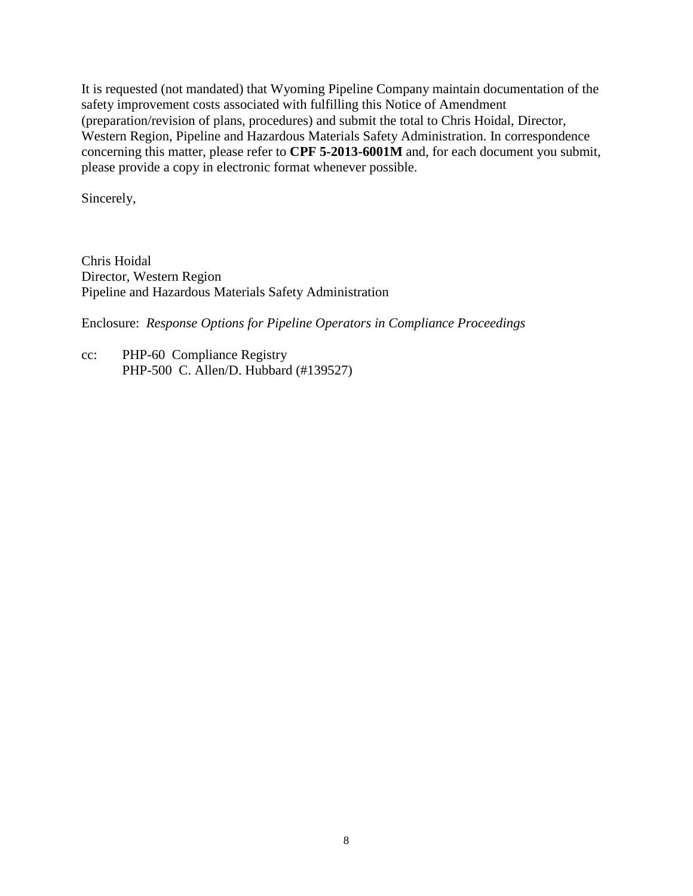It is requested (not mandated) that Wyoming Pipeline Company maintain documentation of the safety improvement costs associated with fulfilling this Notice of Amendment (preparation/revision of plans, procedures) and submit the total to Chris Hoidal, Director, Western Region, Pipeline and Hazardous Materials Safety Administration. In correspondence concerning this matter, please refer to **CPF 5-2013-6001M** and, for each document you submit, please provide a copy in electronic format whenever possible.

Sincerely,

Chris Hoidal
Director, Western Region
Pipeline and Hazardous Materials Safety Administration

Enclosure: *Response Options for Pipeline Operators in Compliance Proceedings*

cc: PHP-60 Compliance Registry
PHP-500 C. Allen/D. Hubbard (#139527)